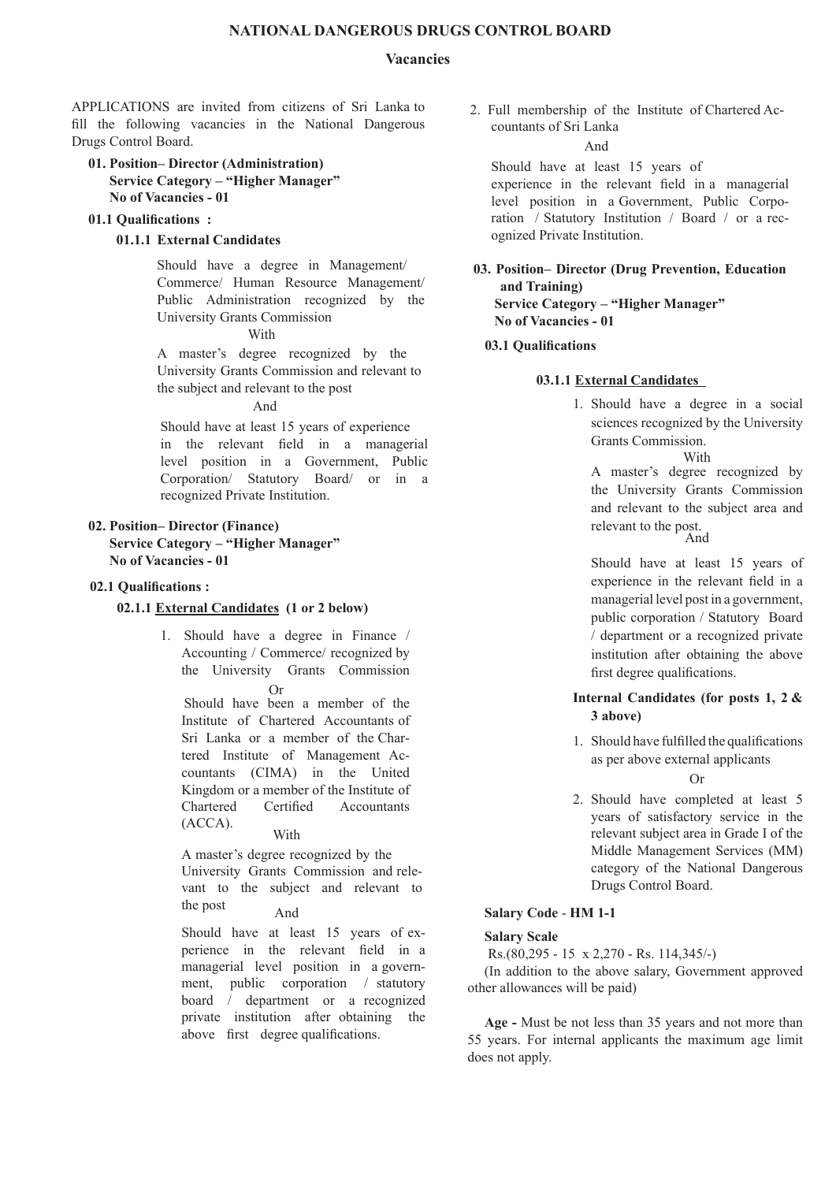# NATIONAL DANGEROUS DRUGS CONTROL BOARD

## Vacancies

APPLICATIONS are invited from citizens of Sri Lanka to fill the following vacancies in the National Dangerous Drugs Control Board.

**01. Position– Director (Administration)**
**Service Category – "Higher Manager"**
**No of Vacancies - 01**

**01.1 Qualifications :**

**01.1.1 External Candidates**

Should have a degree in Management/ Commerce/ Human Resource Management/ Public Administration recognized by the University Grants Commission

With

A master's degree recognized by the University Grants Commission and relevant to the subject and relevant to the post

And

Should have at least 15 years of experience in the relevant field in a managerial level position in a Government, Public Corporation/ Statutory Board/ or in a recognized Private Institution.

**02. Position– Director (Finance)**
**Service Category – "Higher Manager"**
**No of Vacancies - 01**

**02.1 Qualifications :**

**02.1.1 <u>External Candidates</u> (1 or 2 below)**

1. Should have a degree in Finance / Accounting / Commerce/ recognized by the University Grants Commission

   Or

   Should have been a member of the Institute of Chartered Accountants of Sri Lanka or a member of the Chartered Institute of Management Accountants (CIMA) in the United Kingdom or a member of the Institute of Chartered Certified Accountants (ACCA).

   With

   A master's degree recognized by the University Grants Commission and relevant to the subject and relevant to the post

   And

   Should have at least 15 years of experience in the relevant field in a managerial level position in a government, public corporation / statutory board / department or a recognized private institution after obtaining the above first degree qualifications.

2. Full membership of the Institute of Chartered Accountants of Sri Lanka

   And

   Should have at least 15 years of experience in the relevant field in a managerial level position in a Government, Public Corporation / Statutory Institution / Board / or a recognized Private Institution.

**03. Position– Director (Drug Prevention, Education and Training)**
**Service Category – "Higher Manager"**
**No of Vacancies - 01**

**03.1 Qualifications**

**03.1.1 <u>External Candidates</u>**

1. Should have a degree in a social sciences recognized by the University Grants Commission.

   With

   A master's degree recognized by the University Grants Commission and relevant to the subject area and relevant to the post.

   And

   Should have at least 15 years of experience in the relevant field in a managerial level post in a government, public corporation / Statutory Board / department or a recognized private institution after obtaining the above first degree qualifications.

**Internal Candidates (for posts 1, 2 & 3 above)**

1. Should have fulfilled the qualifications as per above external applicants

   Or

2. Should have completed at least 5 years of satisfactory service in the relevant subject area in Grade I of the Middle Management Services (MM) category of the National Dangerous Drugs Control Board.

**Salary Code** - **HM 1-1**

**Salary Scale**

Rs.(80,295 - 15 x 2,270 - Rs. 114,345/-)

(In addition to the above salary, Government approved other allowances will be paid)

**Age -** Must be not less than 35 years and not more than 55 years. For internal applicants the maximum age limit does not apply.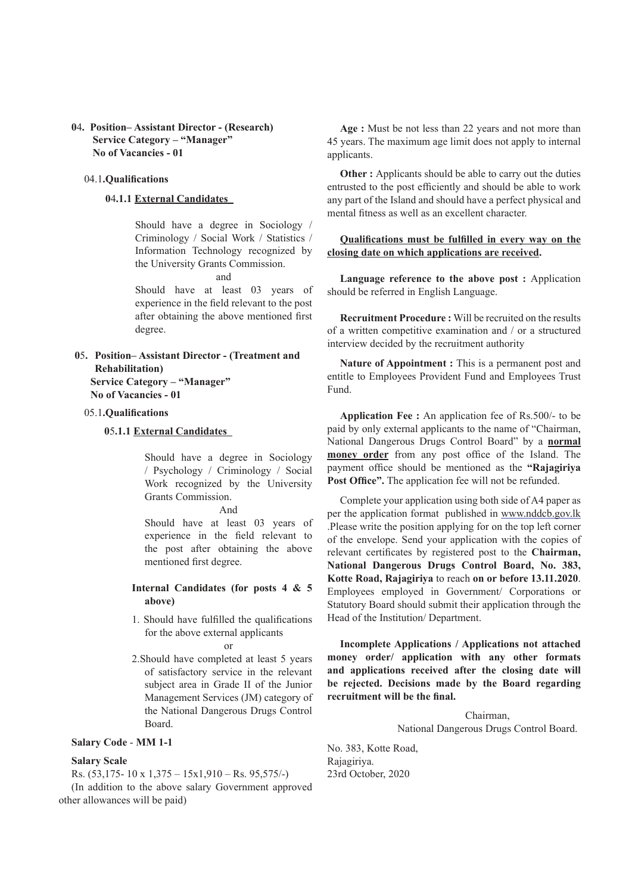**04. Position– Assistant Director - (Research)**
**Service Category – "Manager"**
**No of Vacancies - 01**

04.1.**Qualifications**

**04.1.1 External Candidates**

Should have a degree in Sociology / Criminology / Social Work / Statistics / Information Technology recognized by the University Grants Commission.

and

Should have at least 03 years of experience in the field relevant to the post after obtaining the above mentioned first degree.

**05. Position– Assistant Director - (Treatment and Rehabilitation)**
**Service Category – "Manager"**
**No of Vacancies - 01**

05.1.**Qualifications**

**05.1.1 External Candidates**

Should have a degree in Sociology / Psychology / Criminology / Social Work recognized by the University Grants Commission.

And

Should have at least 03 years of experience in the field relevant to the post after obtaining the above mentioned first degree.

**Internal Candidates (for posts 4 & 5 above)**

1. Should have fulfilled the qualifications for the above external applicants

or

2. Should have completed at least 5 years of satisfactory service in the relevant subject area in Grade II of the Junior Management Services (JM) category of the National Dangerous Drugs Control Board.

**Salary Code** - **MM 1-1**

**Salary Scale**

Rs. (53,175- 10 x 1,375 – 15x1,910 – Rs. 95,575/-)
(In addition to the above salary Government approved other allowances will be paid)

**Age :** Must be not less than 22 years and not more than 45 years. The maximum age limit does not apply to internal applicants.

**Other :** Applicants should be able to carry out the duties entrusted to the post efficiently and should be able to work any part of the Island and should have a perfect physical and mental fitness as well as an excellent character.

**Qualifications must be fulfilled in every way on the closing date on which applications are received.**

**Language reference to the above post :** Application should be referred in English Language.

**Recruitment Procedure :** Will be recruited on the results of a written competitive examination and / or a structured interview decided by the recruitment authority

**Nature of Appointment :** This is a permanent post and entitle to Employees Provident Fund and Employees Trust Fund.

**Application Fee :** An application fee of Rs.500/- to be paid by only external applicants to the name of "Chairman, National Dangerous Drugs Control Board" by a **normal money order** from any post office of the Island. The payment office should be mentioned as the **"Rajagiriya Post Office".** The application fee will not be refunded.

Complete your application using both side of A4 paper as per the application format published in www.nddcb.gov.lk .Please write the position applying for on the top left corner of the envelope. Send your application with the copies of relevant certificates by registered post to the **Chairman, National Dangerous Drugs Control Board, No. 383, Kotte Road, Rajagiriya** to reach **on or before 13.11.2020**. Employees employed in Government/ Corporations or Statutory Board should submit their application through the Head of the Institution/ Department.

**Incomplete Applications / Applications not attached money order/ application with any other formats and applications received after the closing date will be rejected. Decisions made by the Board regarding recruitment will be the final.**

Chairman,
National Dangerous Drugs Control Board.

No. 383, Kotte Road,
Rajagiriya.
23rd October, 2020